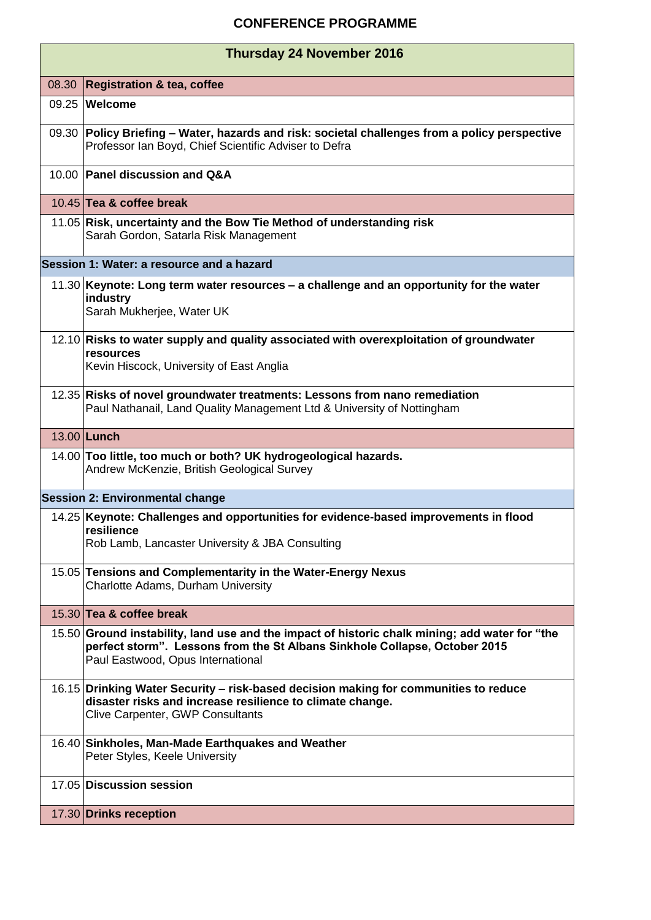# CONFERENCE PROGRAMME

| Thursday 24 November 2016 | |
|---|---|
| 08.30 | **Registration & tea, coffee** |
| 09.25 | **Welcome** |
| 09.30 | **Policy Briefing – Water, hazards and risk: societal challenges from a policy perspective**<br>Professor Ian Boyd, Chief Scientific Adviser to Defra |
| 10.00 | **Panel discussion and Q&A** |
| 10.45 | **Tea & coffee break** |
| 11.05 | **Risk, uncertainty and the Bow Tie Method of understanding risk**<br>Sarah Gordon, Satarla Risk Management |
| **Session 1: Water: a resource and a hazard** | |
| 11.30 | **Keynote: Long term water resources – a challenge and an opportunity for the water industry**<br>Sarah Mukherjee, Water UK |
| 12.10 | **Risks to water supply and quality associated with overexploitation of groundwater resources**<br>Kevin Hiscock, University of East Anglia |
| 12.35 | **Risks of novel groundwater treatments: Lessons from nano remediation**<br>Paul Nathanail, Land Quality Management Ltd & University of Nottingham |
| 13.00 | **Lunch** |
| 14.00 | **Too little, too much or both? UK hydrogeological hazards.**<br>Andrew McKenzie, British Geological Survey |
| **Session 2: Environmental change** | |
| 14.25 | **Keynote: Challenges and opportunities for evidence-based improvements in flood resilience**<br>Rob Lamb, Lancaster University & JBA Consulting |
| 15.05 | **Tensions and Complementarity in the Water-Energy Nexus**<br>Charlotte Adams, Durham University |
| 15.30 | **Tea & coffee break** |
| 15.50 | **Ground instability, land use and the impact of historic chalk mining; add water for "the perfect storm". Lessons from the St Albans Sinkhole Collapse, October 2015**<br>Paul Eastwood, Opus International |
| 16.15 | **Drinking Water Security – risk-based decision making for communities to reduce disaster risks and increase resilience to climate change.**<br>Clive Carpenter, GWP Consultants |
| 16.40 | **Sinkholes, Man-Made Earthquakes and Weather**<br>Peter Styles, Keele University |
| 17.05 | **Discussion session** |
| 17.30 | **Drinks reception** |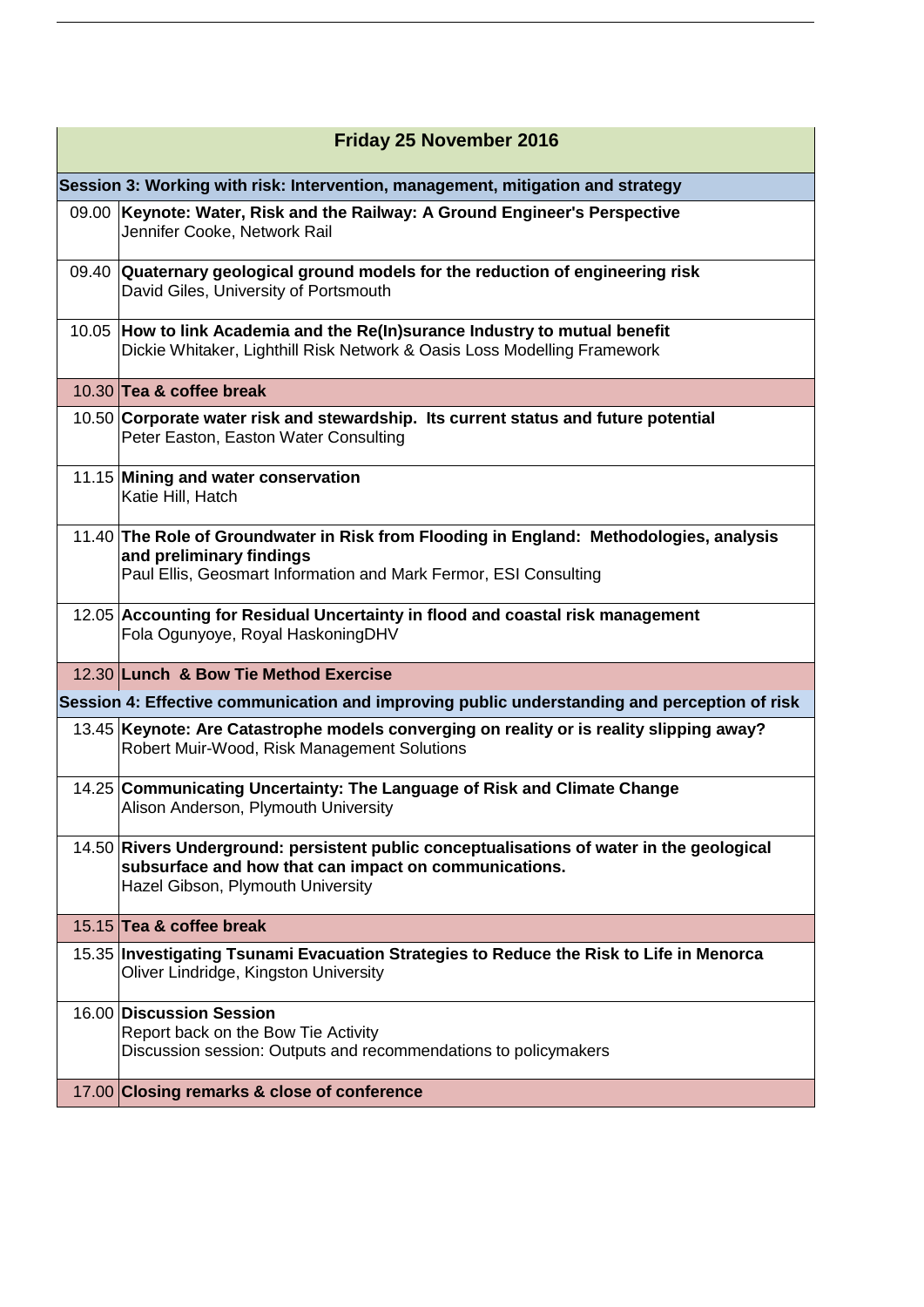| Friday 25 November 2016 | |
|---|---|
| **Session 3: Working with risk: Intervention, management, mitigation and strategy** | |
| 09.00 | **Keynote: Water, Risk and the Railway: A Ground Engineer's Perspective**<br>Jennifer Cooke, Network Rail |
| 09.40 | **Quaternary geological ground models for the reduction of engineering risk**<br>David Giles, University of Portsmouth |
| 10.05 | **How to link Academia and the Re(In)surance Industry to mutual benefit**<br>Dickie Whitaker, Lighthill Risk Network & Oasis Loss Modelling Framework |
| 10.30 | **Tea & coffee break** |
| 10.50 | **Corporate water risk and stewardship. Its current status and future potential**<br>Peter Easton, Easton Water Consulting |
| 11.15 | **Mining and water conservation**<br>Katie Hill, Hatch |
| 11.40 | **The Role of Groundwater in Risk from Flooding in England: Methodologies, analysis and preliminary findings**<br>Paul Ellis, Geosmart Information and Mark Fermor, ESI Consulting |
| 12.05 | **Accounting for Residual Uncertainty in flood and coastal risk management**<br>Fola Ogunyoye, Royal HaskoningDHV |
| 12.30 | **Lunch & Bow Tie Method Exercise** |
| **Session 4: Effective communication and improving public understanding and perception of risk** | |
| 13.45 | **Keynote: Are Catastrophe models converging on reality or is reality slipping away?**<br>Robert Muir-Wood, Risk Management Solutions |
| 14.25 | **Communicating Uncertainty: The Language of Risk and Climate Change**<br>Alison Anderson, Plymouth University |
| 14.50 | **Rivers Underground: persistent public conceptualisations of water in the geological subsurface and how that can impact on communications.**<br>Hazel Gibson, Plymouth University |
| 15.15 | **Tea & coffee break** |
| 15.35 | **Investigating Tsunami Evacuation Strategies to Reduce the Risk to Life in Menorca**<br>Oliver Lindridge, Kingston University |
| 16.00 | **Discussion Session**<br>Report back on the Bow Tie Activity<br>Discussion session: Outputs and recommendations to policymakers |
| 17.00 | **Closing remarks & close of conference** |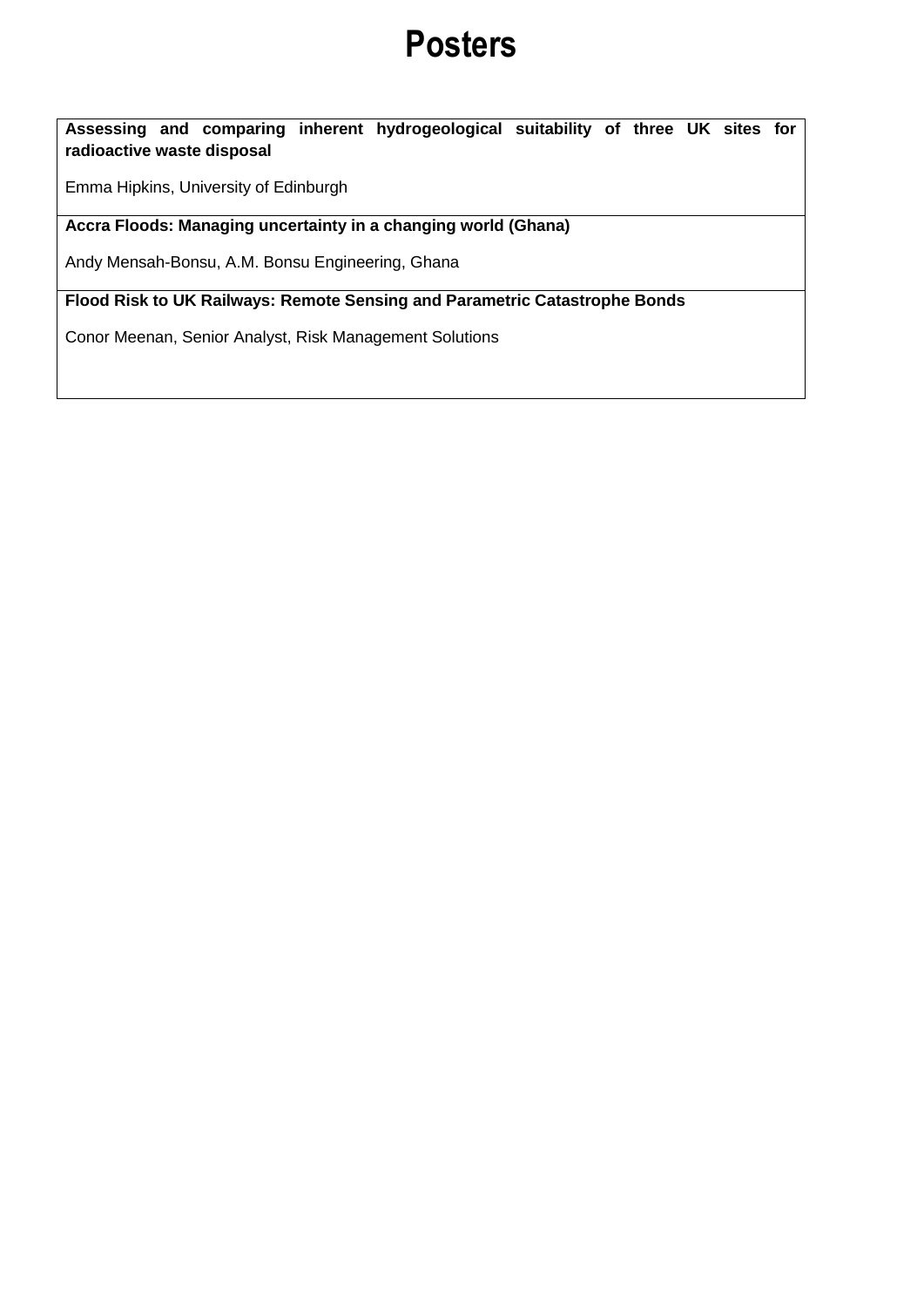# Posters

**Assessing and comparing inherent hydrogeological suitability of three UK sites for radioactive waste disposal**

Emma Hipkins, University of Edinburgh

**Accra Floods: Managing uncertainty in a changing world (Ghana)**

Andy Mensah-Bonsu, A.M. Bonsu Engineering, Ghana

**Flood Risk to UK Railways: Remote Sensing and Parametric Catastrophe Bonds**

Conor Meenan, Senior Analyst, Risk Management Solutions